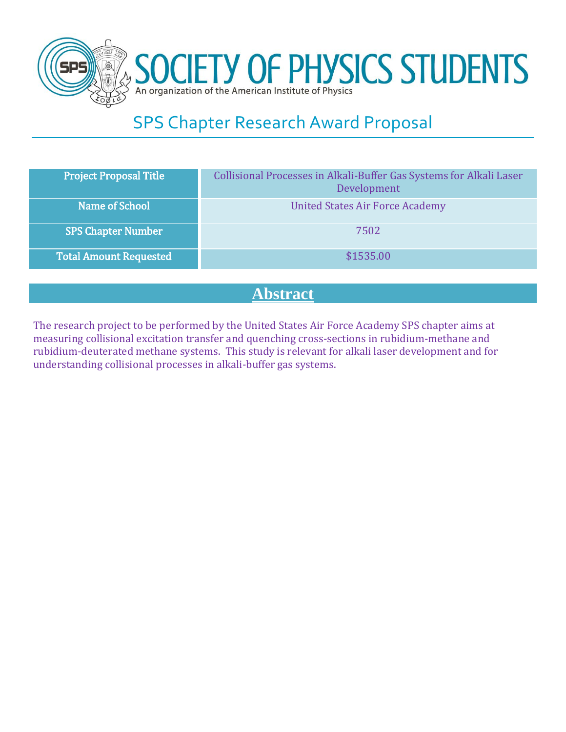# SOCIETY OF PHYSICS STUDENTS

An organization of the American Institute of Physics

## SPS Chapter Research Award Proposal

| Project Proposal Title | Collisional Processes in Alkali-Buffer Gas Systems for Alkali Laser Development |
|---|---|
| Name of School | United States Air Force Academy |
| SPS Chapter Number | 7502 |
| Total Amount Requested | $1535.00 |

## Abstract

The research project to be performed by the United States Air Force Academy SPS chapter aims at measuring collisional excitation transfer and quenching cross-sections in rubidium-methane and rubidium-deuterated methane systems. This study is relevant for alkali laser development and for understanding collisional processes in alkali-buffer gas systems.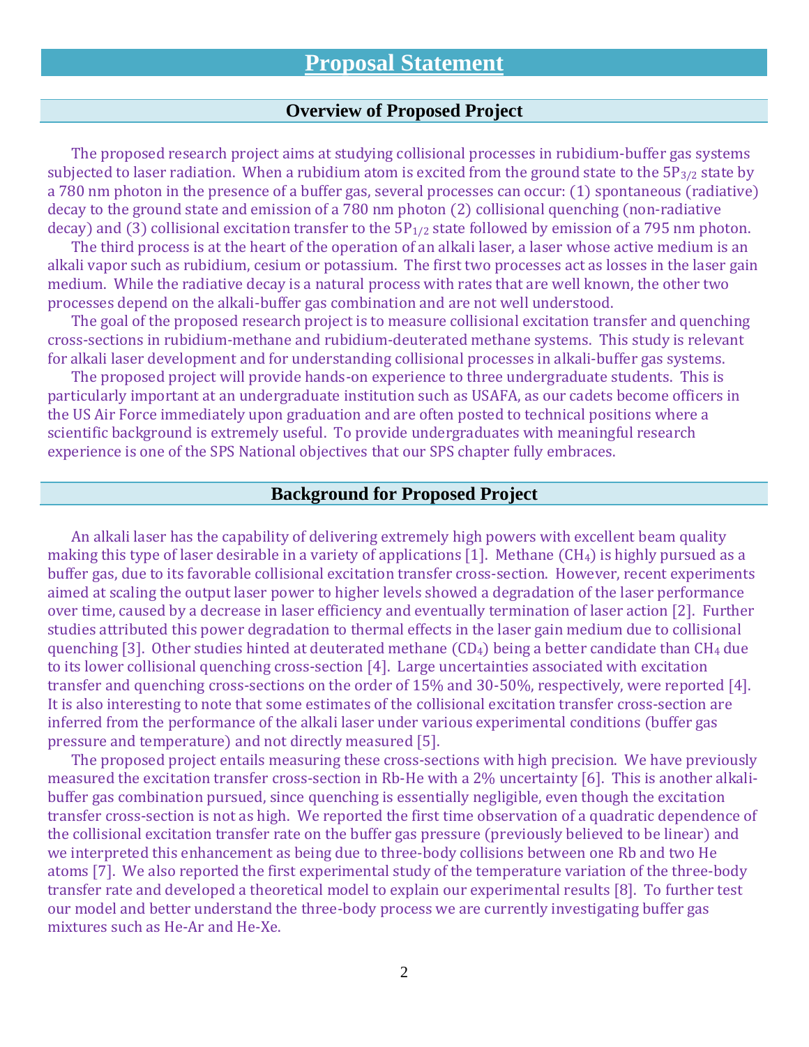# Proposal Statement

## Overview of Proposed Project

The proposed research project aims at studying collisional processes in rubidium-buffer gas systems subjected to laser radiation. When a rubidium atom is excited from the ground state to the $5P_{3/2}$ state by a 780 nm photon in the presence of a buffer gas, several processes can occur: (1) spontaneous (radiative) decay to the ground state and emission of a 780 nm photon (2) collisional quenching (non-radiative decay) and (3) collisional excitation transfer to the $5P_{1/2}$ state followed by emission of a 795 nm photon.

The third process is at the heart of the operation of an alkali laser, a laser whose active medium is an alkali vapor such as rubidium, cesium or potassium. The first two processes act as losses in the laser gain medium. While the radiative decay is a natural process with rates that are well known, the other two processes depend on the alkali-buffer gas combination and are not well understood.

The goal of the proposed research project is to measure collisional excitation transfer and quenching cross-sections in rubidium-methane and rubidium-deuterated methane systems. This study is relevant for alkali laser development and for understanding collisional processes in alkali-buffer gas systems.

The proposed project will provide hands-on experience to three undergraduate students. This is particularly important at an undergraduate institution such as USAFA, as our cadets become officers in the US Air Force immediately upon graduation and are often posted to technical positions where a scientific background is extremely useful. To provide undergraduates with meaningful research experience is one of the SPS National objectives that our SPS chapter fully embraces.

## Background for Proposed Project

An alkali laser has the capability of delivering extremely high powers with excellent beam quality making this type of laser desirable in a variety of applications [1]. Methane ($CH_4$) is highly pursued as a buffer gas, due to its favorable collisional excitation transfer cross-section. However, recent experiments aimed at scaling the output laser power to higher levels showed a degradation of the laser performance over time, caused by a decrease in laser efficiency and eventually termination of laser action [2]. Further studies attributed this power degradation to thermal effects in the laser gain medium due to collisional quenching [3]. Other studies hinted at deuterated methane ($CD_4$) being a better candidate than $CH_4$ due to its lower collisional quenching cross-section [4]. Large uncertainties associated with excitation transfer and quenching cross-sections on the order of 15% and 30-50%, respectively, were reported [4]. It is also interesting to note that some estimates of the collisional excitation transfer cross-section are inferred from the performance of the alkali laser under various experimental conditions (buffer gas pressure and temperature) and not directly measured [5].

The proposed project entails measuring these cross-sections with high precision. We have previously measured the excitation transfer cross-section in Rb-He with a 2% uncertainty [6]. This is another alkali-buffer gas combination pursued, since quenching is essentially negligible, even though the excitation transfer cross-section is not as high. We reported the first time observation of a quadratic dependence of the collisional excitation transfer rate on the buffer gas pressure (previously believed to be linear) and we interpreted this enhancement as being due to three-body collisions between one Rb and two He atoms [7]. We also reported the first experimental study of the temperature variation of the three-body transfer rate and developed a theoretical model to explain our experimental results [8]. To further test our model and better understand the three-body process we are currently investigating buffer gas mixtures such as He-Ar and He-Xe.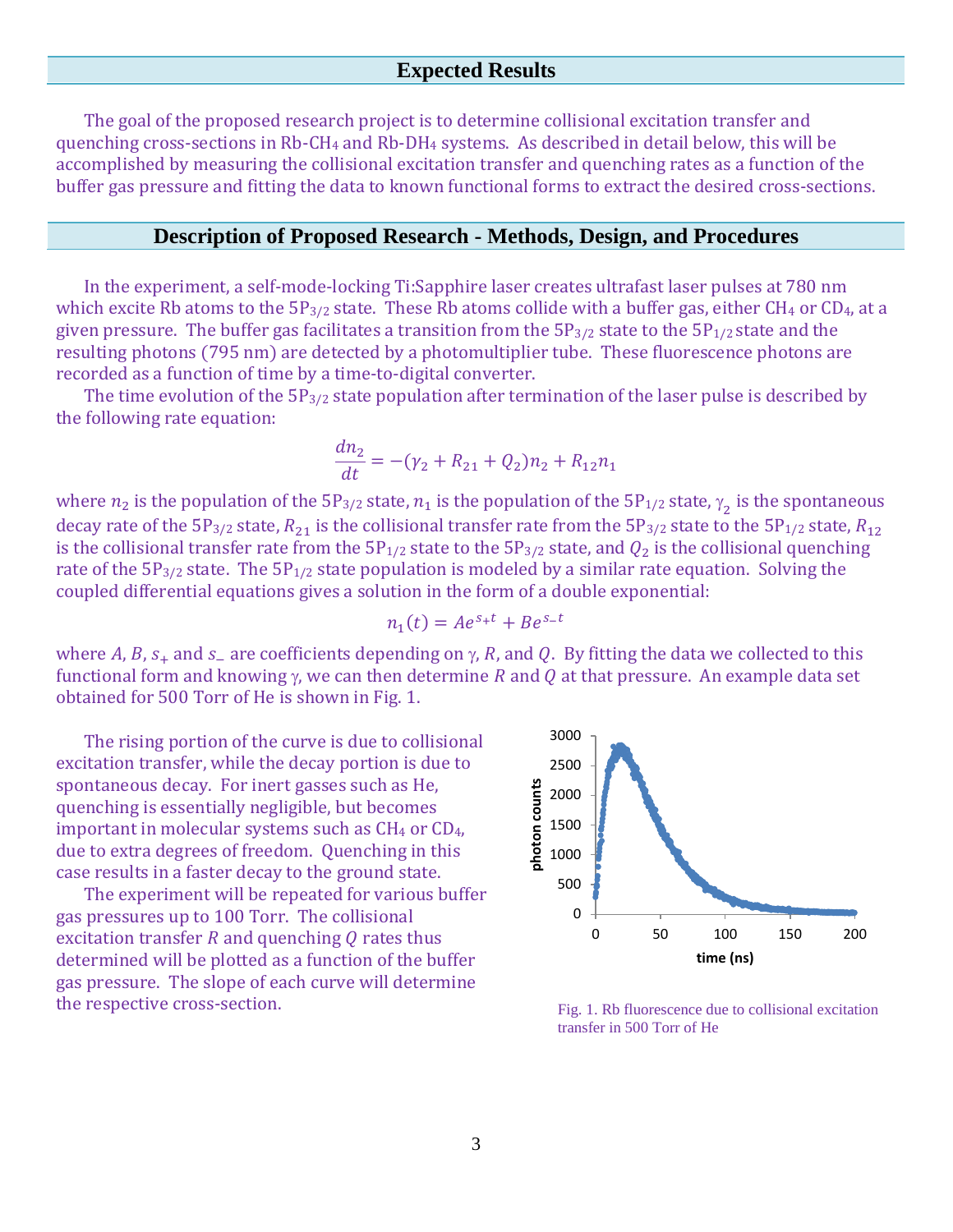## Expected Results

The goal of the proposed research project is to determine collisional excitation transfer and quenching cross-sections in Rb-$CH_4$ and Rb-$DH_4$ systems. As described in detail below, this will be accomplished by measuring the collisional excitation transfer and quenching rates as a function of the buffer gas pressure and fitting the data to known functional forms to extract the desired cross-sections.

## Description of Proposed Research - Methods, Design, and Procedures

In the experiment, a self-mode-locking Ti:Sapphire laser creates ultrafast laser pulses at 780 nm which excite Rb atoms to the $5P_{3/2}$ state. These Rb atoms collide with a buffer gas, either $CH_4$ or $CD_4$, at a given pressure. The buffer gas facilitates a transition from the $5P_{3/2}$ state to the $5P_{1/2}$ state and the resulting photons (795 nm) are detected by a photomultiplier tube. These fluorescence photons are recorded as a function of time by a time-to-digital converter.

The time evolution of the $5P_{3/2}$ state population after termination of the laser pulse is described by the following rate equation:

$$\frac{dn_2}{dt} = -(\gamma_2 + R_{21} + Q_2)n_2 + R_{12}n_1$$

where $n_2$ is the population of the $5P_{3/2}$ state, $n_1$ is the population of the $5P_{1/2}$ state, $\gamma_2$ is the spontaneous decay rate of the $5P_{3/2}$ state, $R_{21}$ is the collisional transfer rate from the $5P_{3/2}$ state to the $5P_{1/2}$ state, $R_{12}$ is the collisional transfer rate from the $5P_{1/2}$ state to the $5P_{3/2}$ state, and $Q_2$ is the collisional quenching rate of the $5P_{3/2}$ state. The $5P_{1/2}$ state population is modeled by a similar rate equation. Solving the coupled differential equations gives a solution in the form of a double exponential:

$$n_1(t) = Ae^{s_+t} + Be^{s_-t}$$

where $A$, $B$, $s_+$ and $s_-$ are coefficients depending on $\gamma$, $R$, and $Q$. By fitting the data we collected to this functional form and knowing $\gamma$, we can then determine $R$ and $Q$ at that pressure. An example data set obtained for 500 Torr of He is shown in Fig. 1.

The rising portion of the curve is due to collisional excitation transfer, while the decay portion is due to spontaneous decay. For inert gasses such as He, quenching is essentially negligible, but becomes important in molecular systems such as $CH_4$ or $CD_4$, due to extra degrees of freedom. Quenching in this case results in a faster decay to the ground state.

The experiment will be repeated for various buffer gas pressures up to 100 Torr. The collisional excitation transfer $R$ and quenching $Q$ rates thus determined will be plotted as a function of the buffer gas pressure. The slope of each curve will determine the respective cross-section.

Fig. 1. Rb fluorescence due to collisional excitation transfer in 500 Torr of He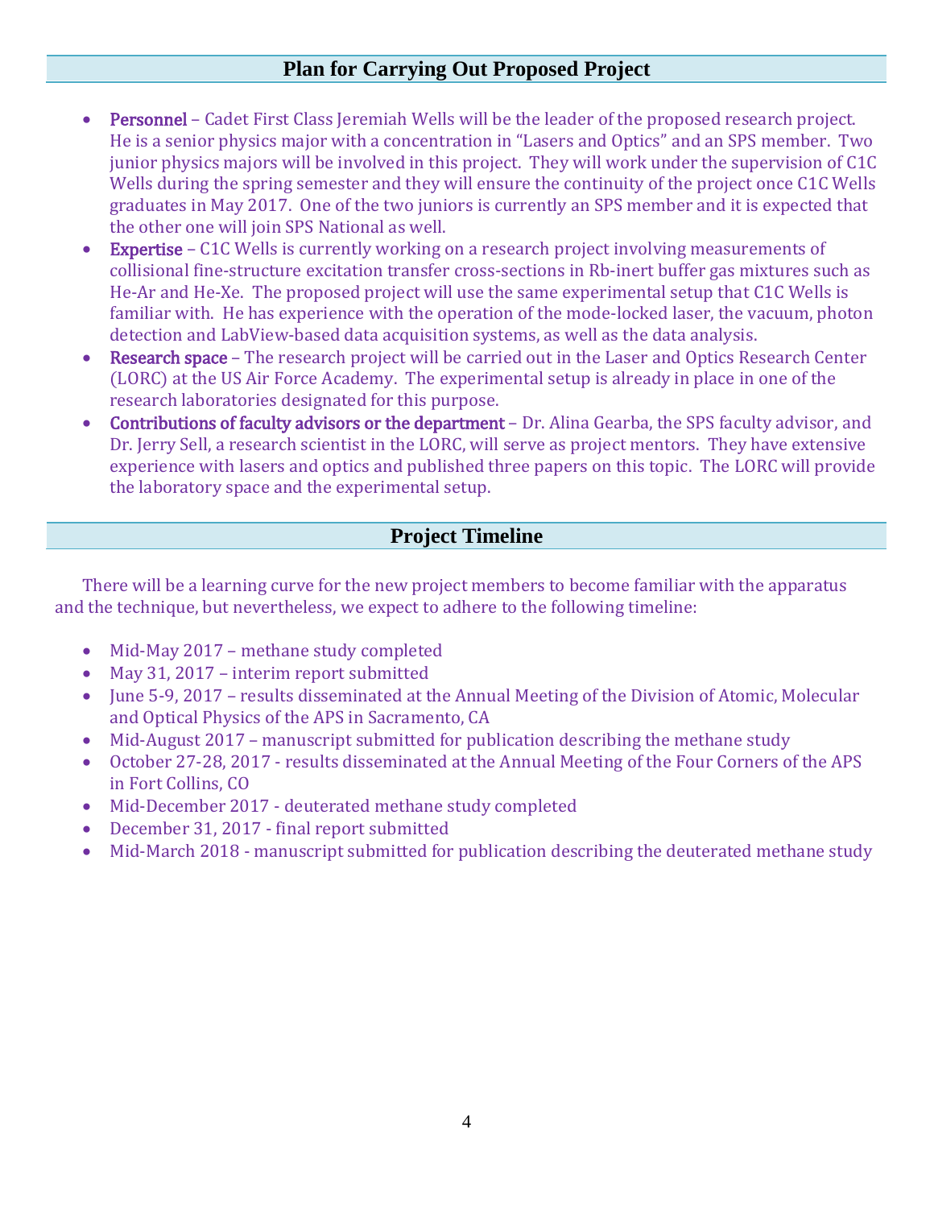## Plan for Carrying Out Proposed Project

- **Personnel** – Cadet First Class Jeremiah Wells will be the leader of the proposed research project. He is a senior physics major with a concentration in "Lasers and Optics" and an SPS member. Two junior physics majors will be involved in this project. They will work under the supervision of C1C Wells during the spring semester and they will ensure the continuity of the project once C1C Wells graduates in May 2017. One of the two juniors is currently an SPS member and it is expected that the other one will join SPS National as well.
- **Expertise** – C1C Wells is currently working on a research project involving measurements of collisional fine-structure excitation transfer cross-sections in Rb-inert buffer gas mixtures such as He-Ar and He-Xe. The proposed project will use the same experimental setup that C1C Wells is familiar with. He has experience with the operation of the mode-locked laser, the vacuum, photon detection and LabView-based data acquisition systems, as well as the data analysis.
- **Research space** – The research project will be carried out in the Laser and Optics Research Center (LORC) at the US Air Force Academy. The experimental setup is already in place in one of the research laboratories designated for this purpose.
- **Contributions of faculty advisors or the department** – Dr. Alina Gearba, the SPS faculty advisor, and Dr. Jerry Sell, a research scientist in the LORC, will serve as project mentors. They have extensive experience with lasers and optics and published three papers on this topic. The LORC will provide the laboratory space and the experimental setup.

## Project Timeline

There will be a learning curve for the new project members to become familiar with the apparatus and the technique, but nevertheless, we expect to adhere to the following timeline:

- Mid-May 2017 – methane study completed
- May 31, 2017 – interim report submitted
- June 5-9, 2017 – results disseminated at the Annual Meeting of the Division of Atomic, Molecular and Optical Physics of the APS in Sacramento, CA
- Mid-August 2017 – manuscript submitted for publication describing the methane study
- October 27-28, 2017 - results disseminated at the Annual Meeting of the Four Corners of the APS in Fort Collins, CO
- Mid-December 2017 - deuterated methane study completed
- December 31, 2017 - final report submitted
- Mid-March 2018 - manuscript submitted for publication describing the deuterated methane study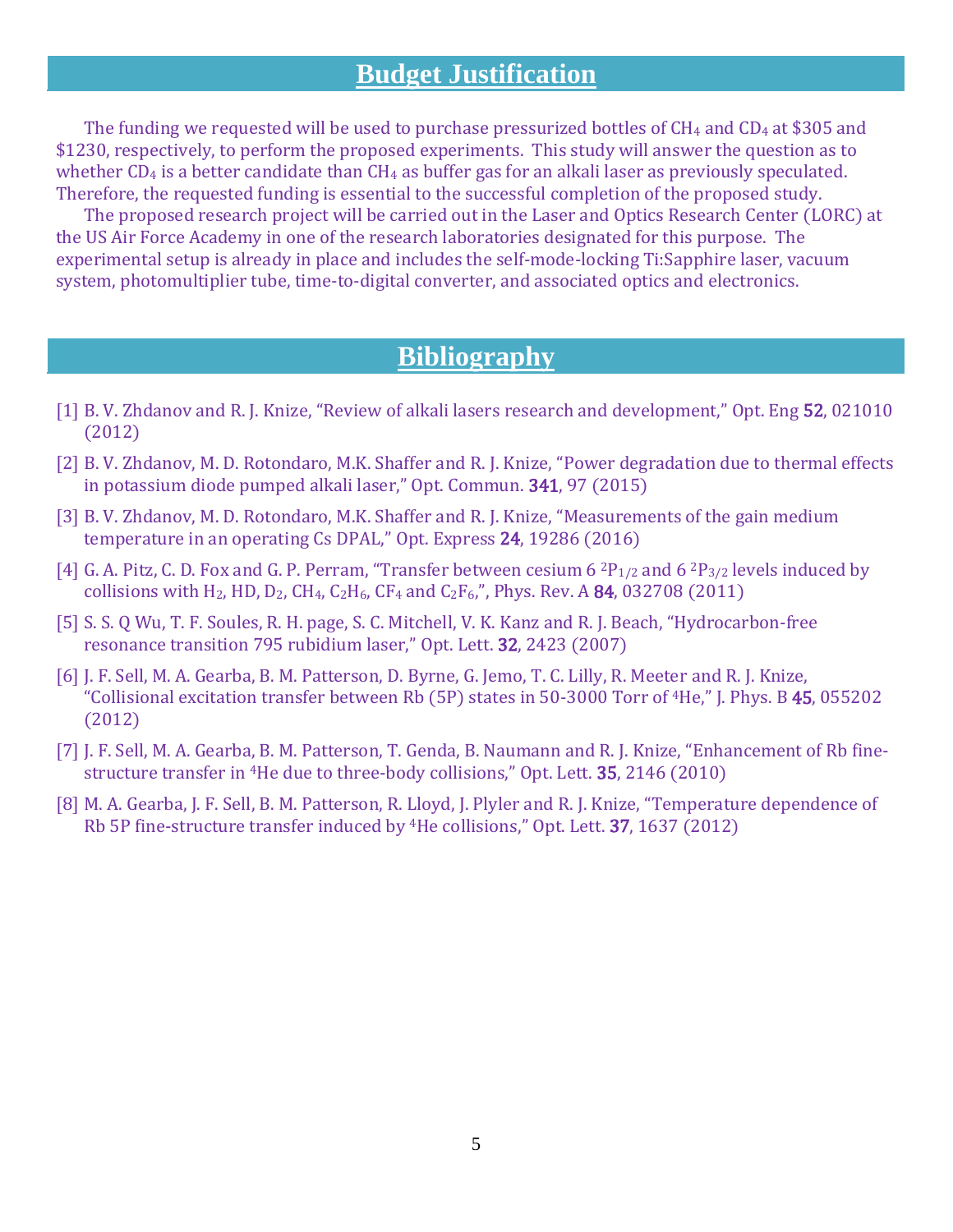# Budget Justification

The funding we requested will be used to purchase pressurized bottles of $CH_4$ and $CD_4$ at $305 and $1230, respectively, to perform the proposed experiments. This study will answer the question as to whether $CD_4$ is a better candidate than $CH_4$ as buffer gas for an alkali laser as previously speculated. Therefore, the requested funding is essential to the successful completion of the proposed study.

The proposed research project will be carried out in the Laser and Optics Research Center (LORC) at the US Air Force Academy in one of the research laboratories designated for this purpose. The experimental setup is already in place and includes the self-mode-locking Ti:Sapphire laser, vacuum system, photomultiplier tube, time-to-digital converter, and associated optics and electronics.

# Bibliography

[1] B. V. Zhdanov and R. J. Knize, "Review of alkali lasers research and development," Opt. Eng **52**, 021010 (2012)

[2] B. V. Zhdanov, M. D. Rotondaro, M.K. Shaffer and R. J. Knize, "Power degradation due to thermal effects in potassium diode pumped alkali laser," Opt. Commun. **341**, 97 (2015)

[3] B. V. Zhdanov, M. D. Rotondaro, M.K. Shaffer and R. J. Knize, "Measurements of the gain medium temperature in an operating Cs DPAL," Opt. Express **24**, 19286 (2016)

[4] G. A. Pitz, C. D. Fox and G. P. Perram, "Transfer between cesium 6 $^2P_{1/2}$ and 6 $^2P_{3/2}$ levels induced by collisions with $H_2$, HD, $D_2$, $CH_4$, $C_2H_6$, $CF_4$ and $C_2F_6$,", Phys. Rev. A **84**, 032708 (2011)

[5] S. S. Q Wu, T. F. Soules, R. H. page, S. C. Mitchell, V. K. Kanz and R. J. Beach, "Hydrocarbon-free resonance transition 795 rubidium laser," Opt. Lett. **32**, 2423 (2007)

[6] J. F. Sell, M. A. Gearba, B. M. Patterson, D. Byrne, G. Jemo, T. C. Lilly, R. Meeter and R. J. Knize, "Collisional excitation transfer between Rb (5P) states in 50-3000 Torr of $^4$He," J. Phys. B **45**, 055202 (2012)

[7] J. F. Sell, M. A. Gearba, B. M. Patterson, T. Genda, B. Naumann and R. J. Knize, "Enhancement of Rb fine-structure transfer in $^4$He due to three-body collisions," Opt. Lett. **35**, 2146 (2010)

[8] M. A. Gearba, J. F. Sell, B. M. Patterson, R. Lloyd, J. Plyler and R. J. Knize, "Temperature dependence of Rb 5P fine-structure transfer induced by $^4$He collisions," Opt. Lett. **37**, 1637 (2012)